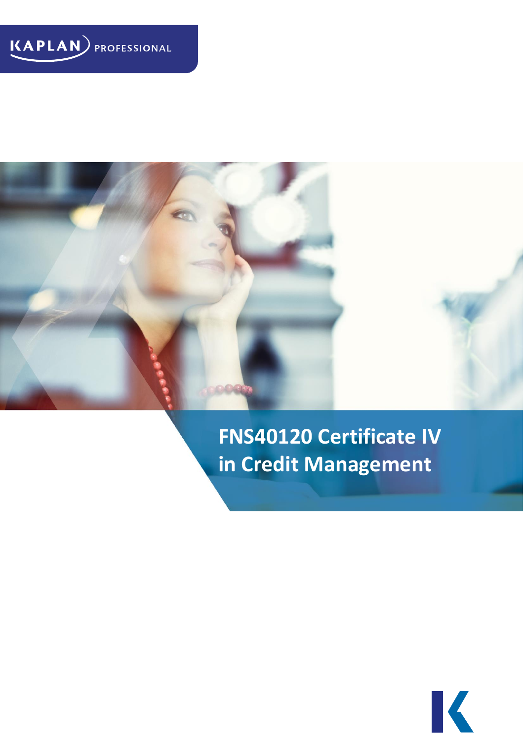KAPLAN PROFESSIONAL

# FNS40120 Certificate IV in Credit Management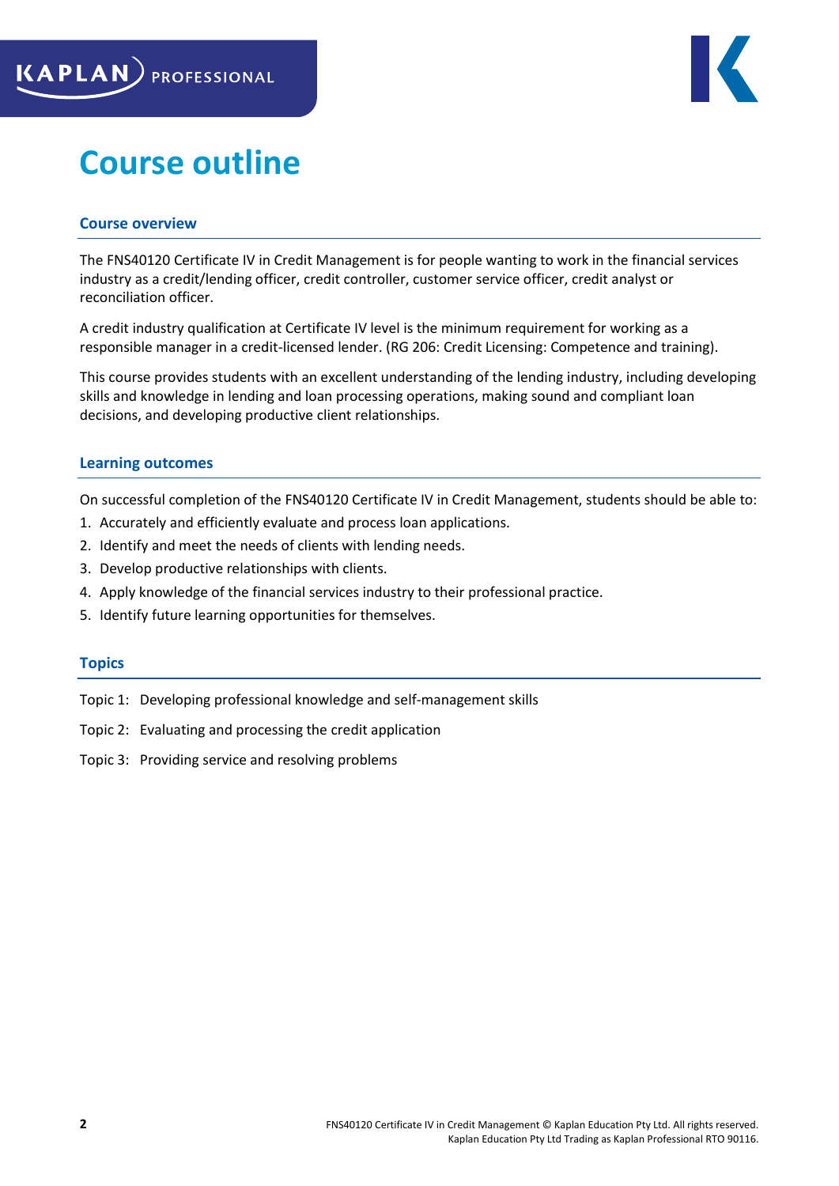# Course outline

## Course overview

The FNS40120 Certificate IV in Credit Management is for people wanting to work in the financial services industry as a credit/lending officer, credit controller, customer service officer, credit analyst or reconciliation officer.

A credit industry qualification at Certificate IV level is the minimum requirement for working as a responsible manager in a credit-licensed lender. (RG 206: Credit Licensing: Competence and training).

This course provides students with an excellent understanding of the lending industry, including developing skills and knowledge in lending and loan processing operations, making sound and compliant loan decisions, and developing productive client relationships.

## Learning outcomes

On successful completion of the FNS40120 Certificate IV in Credit Management, students should be able to:

1. Accurately and efficiently evaluate and process loan applications.
2. Identify and meet the needs of clients with lending needs.
3. Develop productive relationships with clients.
4. Apply knowledge of the financial services industry to their professional practice.
5. Identify future learning opportunities for themselves.

## Topics

Topic 1: Developing professional knowledge and self-management skills

Topic 2: Evaluating and processing the credit application

Topic 3: Providing service and resolving problems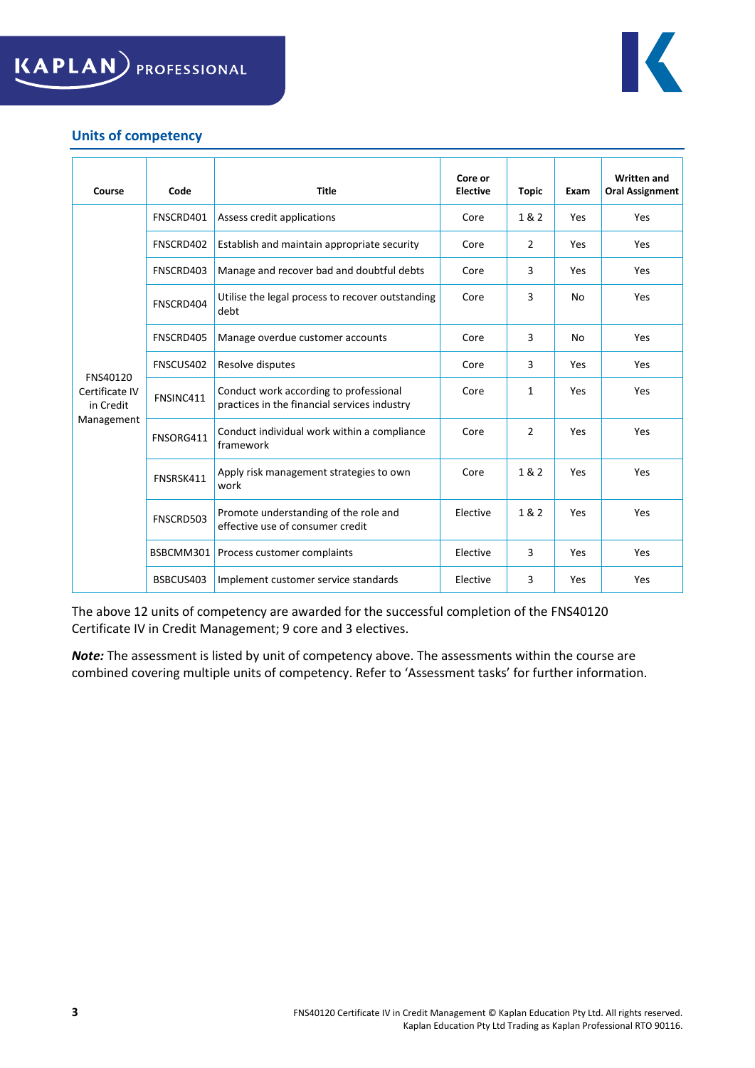## Units of competency

| Course | Code | Title | Core or Elective | Topic | Exam | Written and Oral Assignment |
|---|---|---|---|---|---|---|
| FNS40120 Certificate IV in Credit Management | FNSCRD401 | Assess credit applications | Core | 1 & 2 | Yes | Yes |
| | FNSCRD402 | Establish and maintain appropriate security | Core | 2 | Yes | Yes |
| | FNSCRD403 | Manage and recover bad and doubtful debts | Core | 3 | Yes | Yes |
| | FNSCRD404 | Utilise the legal process to recover outstanding debt | Core | 3 | No | Yes |
| | FNSCRD405 | Manage overdue customer accounts | Core | 3 | No | Yes |
| | FNSCUS402 | Resolve disputes | Core | 3 | Yes | Yes |
| | FNSINC411 | Conduct work according to professional practices in the financial services industry | Core | 1 | Yes | Yes |
| | FNSORG411 | Conduct individual work within a compliance framework | Core | 2 | Yes | Yes |
| | FNSRSK411 | Apply risk management strategies to own work | Core | 1 & 2 | Yes | Yes |
| | FNSCRD503 | Promote understanding of the role and effective use of consumer credit | Elective | 1 & 2 | Yes | Yes |
| | BSBCMM301 | Process customer complaints | Elective | 3 | Yes | Yes |
| | BSBCUS403 | Implement customer service standards | Elective | 3 | Yes | Yes |

The above 12 units of competency are awarded for the successful completion of the FNS40120 Certificate IV in Credit Management; 9 core and 3 electives.

***Note:*** The assessment is listed by unit of competency above. The assessments within the course are combined covering multiple units of competency. Refer to 'Assessment tasks' for further information.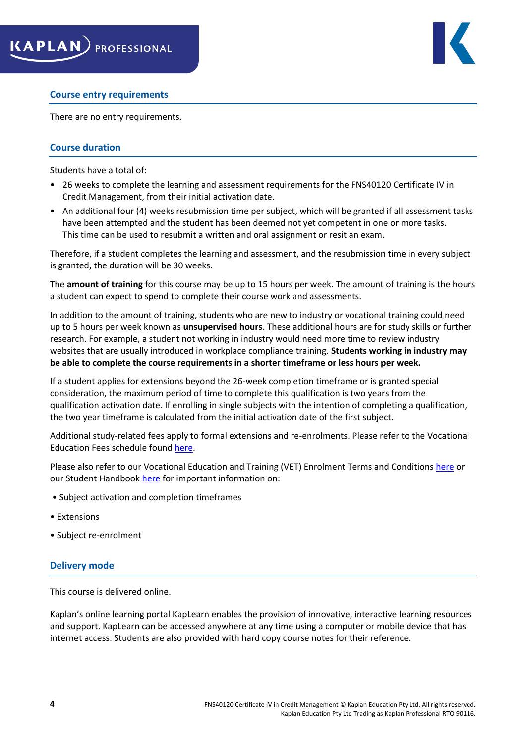## Course entry requirements

There are no entry requirements.

## Course duration

Students have a total of:

- 26 weeks to complete the learning and assessment requirements for the FNS40120 Certificate IV in Credit Management, from their initial activation date.
- An additional four (4) weeks resubmission time per subject, which will be granted if all assessment tasks have been attempted and the student has been deemed not yet competent in one or more tasks. This time can be used to resubmit a written and oral assignment or resit an exam.

Therefore, if a student completes the learning and assessment, and the resubmission time in every subject is granted, the duration will be 30 weeks.

The **amount of training** for this course may be up to 15 hours per week. The amount of training is the hours a student can expect to spend to complete their course work and assessments.

In addition to the amount of training, students who are new to industry or vocational training could need up to 5 hours per week known as **unsupervised hours**. These additional hours are for study skills or further research. For example, a student not working in industry would need more time to review industry websites that are usually introduced in workplace compliance training. **Students working in industry may be able to complete the course requirements in a shorter timeframe or less hours per week.**

If a student applies for extensions beyond the 26-week completion timeframe or is granted special consideration, the maximum period of time to complete this qualification is two years from the qualification activation date. If enrolling in single subjects with the intention of completing a qualification, the two year timeframe is calculated from the initial activation date of the first subject.

Additional study-related fees apply to formal extensions and re-enrolments. Please refer to the Vocational Education Fees schedule found here.

Please also refer to our Vocational Education and Training (VET) Enrolment Terms and Conditions here or our Student Handbook here for important information on:

- Subject activation and completion timeframes
- Extensions
- Subject re-enrolment

## Delivery mode

This course is delivered online.

Kaplan's online learning portal KapLearn enables the provision of innovative, interactive learning resources and support. KapLearn can be accessed anywhere at any time using a computer or mobile device that has internet access. Students are also provided with hard copy course notes for their reference.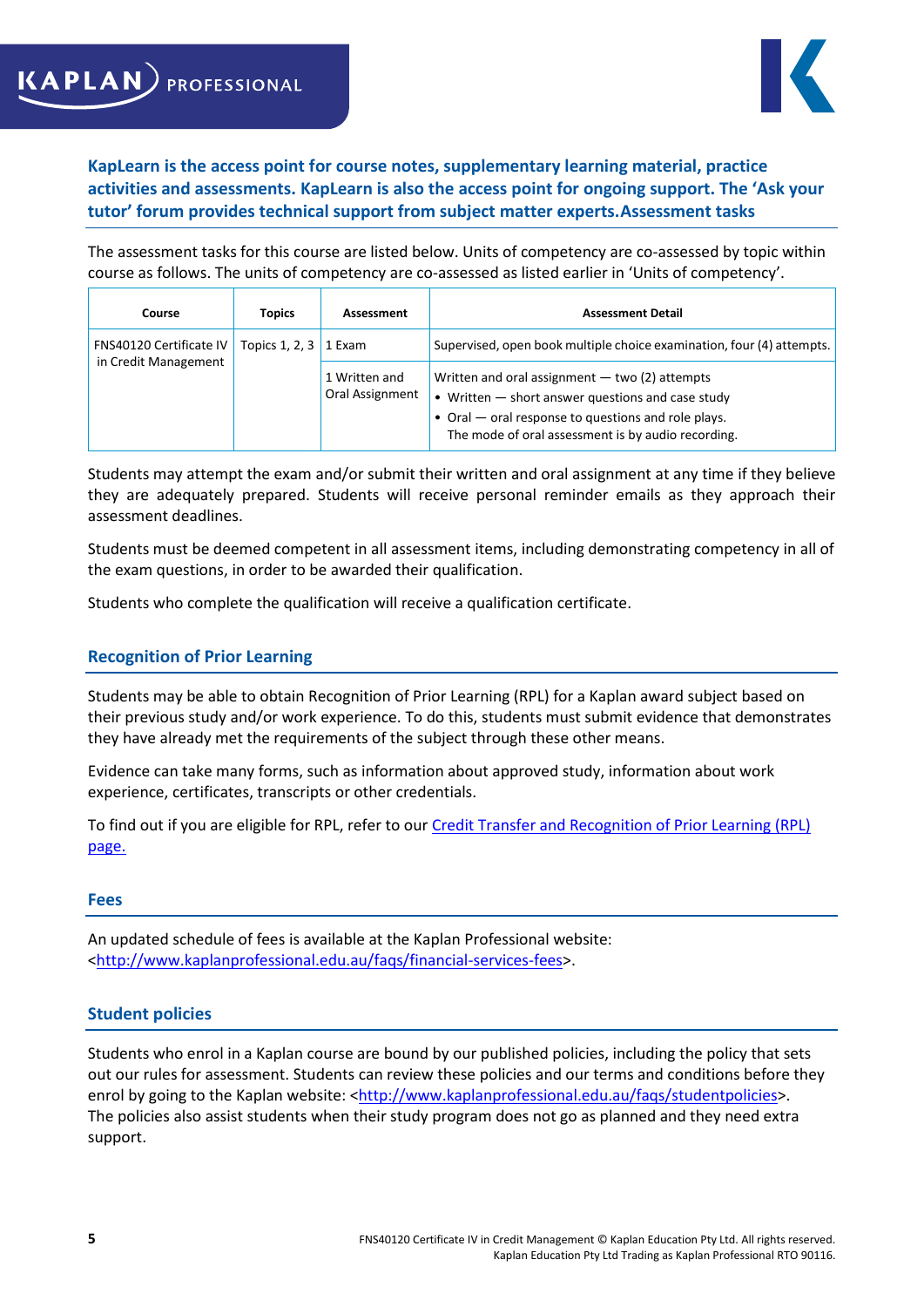**KapLearn is the access point for course notes, supplementary learning material, practice activities and assessments. KapLearn is also the access point for ongoing support. The 'Ask your tutor' forum provides technical support from subject matter experts.Assessment tasks**

The assessment tasks for this course are listed below. Units of competency are co-assessed by topic within course as follows. The units of competency are co-assessed as listed earlier in 'Units of competency'.

| Course | Topics | Assessment | Assessment Detail |
|---|---|---|---|
| FNS40120 Certificate IV in Credit Management | Topics 1, 2, 3 | 1 Exam | Supervised, open book multiple choice examination, four (4) attempts. |
| | | 1 Written and Oral Assignment | Written and oral assignment — two (2) attempts<br>• Written — short answer questions and case study<br>• Oral — oral response to questions and role plays. The mode of oral assessment is by audio recording. |

Students may attempt the exam and/or submit their written and oral assignment at any time if they believe they are adequately prepared. Students will receive personal reminder emails as they approach their assessment deadlines.

Students must be deemed competent in all assessment items, including demonstrating competency in all of the exam questions, in order to be awarded their qualification.

Students who complete the qualification will receive a qualification certificate.

## Recognition of Prior Learning

Students may be able to obtain Recognition of Prior Learning (RPL) for a Kaplan award subject based on their previous study and/or work experience. To do this, students must submit evidence that demonstrates they have already met the requirements of the subject through these other means.

Evidence can take many forms, such as information about approved study, information about work experience, certificates, transcripts or other credentials.

To find out if you are eligible for RPL, refer to our Credit Transfer and Recognition of Prior Learning (RPL) page.

## Fees

An updated schedule of fees is available at the Kaplan Professional website: <http://www.kaplanprofessional.edu.au/faqs/financial-services-fees>.

## Student policies

Students who enrol in a Kaplan course are bound by our published policies, including the policy that sets out our rules for assessment. Students can review these policies and our terms and conditions before they enrol by going to the Kaplan website: <http://www.kaplanprofessional.edu.au/faqs/studentpolicies>. The policies also assist students when their study program does not go as planned and they need extra support.